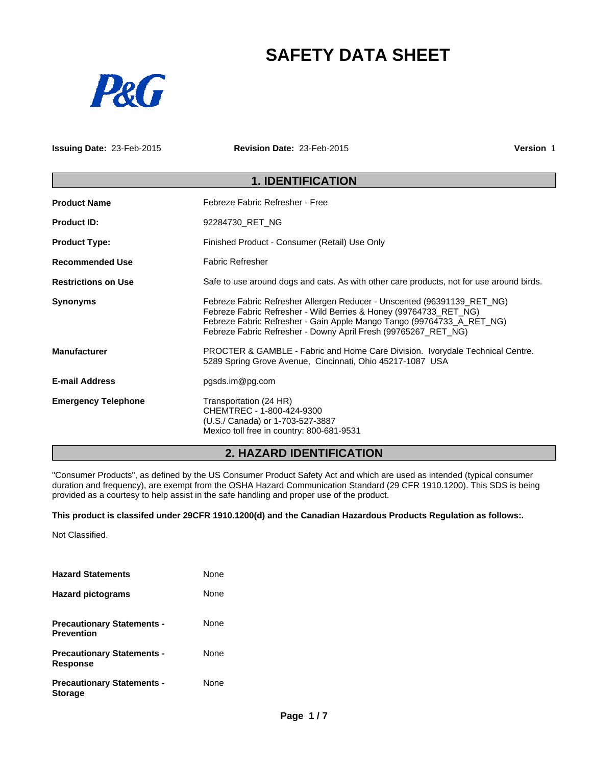# SAFETY DATA SHEET

P&G

**Issuing Date:** 23-Feb-2015 **Revision Date:** 23-Feb-2015 **Version** 1

## 1. IDENTIFICATION

| | |
|---|---|
| **Product Name** | Febreze Fabric Refresher - Free |
| **Product ID:** | 92284730_RET_NG |
| **Product Type:** | Finished Product - Consumer (Retail) Use Only |
| **Recommended Use** | Fabric Refresher |
| **Restrictions on Use** | Safe to use around dogs and cats. As with other care products, not for use around birds. |
| **Synonyms** | Febreze Fabric Refresher Allergen Reducer - Unscented (96391139_RET_NG)<br>Febreze Fabric Refresher - Wild Berries & Honey (99764733_RET_NG)<br>Febreze Fabric Refresher - Gain Apple Mango Tango (99764733_A_RET_NG)<br>Febreze Fabric Refresher - Downy April Fresh (99765267_RET_NG) |
| **Manufacturer** | PROCTER & GAMBLE - Fabric and Home Care Division. Ivorydale Technical Centre.<br>5289 Spring Grove Avenue, Cincinnati, Ohio 45217-1087 USA |
| **E-mail Address** | pgsds.im@pg.com |
| **Emergency Telephone** | Transportation (24 HR)<br>CHEMTREC - 1-800-424-9300<br>(U.S./ Canada) or 1-703-527-3887<br>Mexico toll free in country: 800-681-9531 |

## 2. HAZARD IDENTIFICATION

"Consumer Products", as defined by the US Consumer Product Safety Act and which are used as intended (typical consumer duration and frequency), are exempt from the OSHA Hazard Communication Standard (29 CFR 1910.1200). This SDS is being provided as a courtesy to help assist in the safe handling and proper use of the product.

**This product is classifed under 29CFR 1910.1200(d) and the Canadian Hazardous Products Regulation as follows:.**

Not Classified.

| | |
|---|---|
| **Hazard Statements** | None |
| **Hazard pictograms** | None |
| **Precautionary Statements - Prevention** | None |
| **Precautionary Statements - Response** | None |
| **Precautionary Statements - Storage** | None |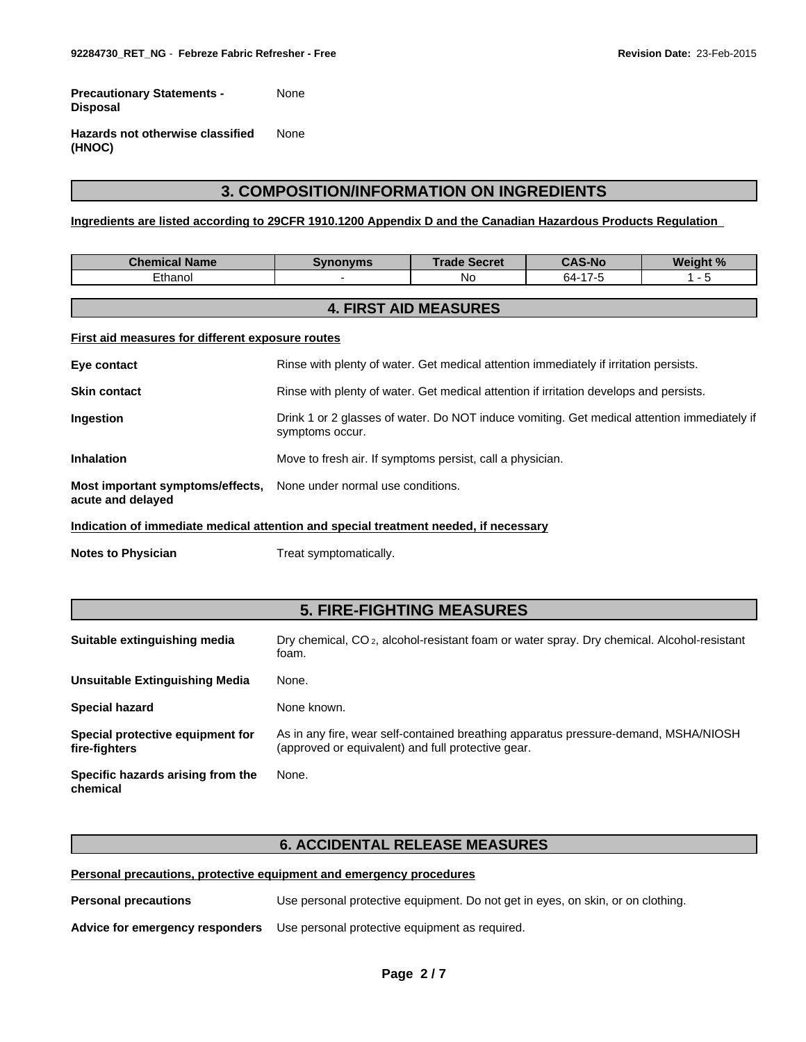**Precautionary Statements - Disposal** None

**Hazards not otherwise classified (HNOC)** None

## 3. COMPOSITION/INFORMATION ON INGREDIENTS

**Ingredients are listed according to 29CFR 1910.1200 Appendix D and the Canadian Hazardous Products Regulation**

| Chemical Name | Synonyms | Trade Secret | CAS-No | Weight % |
|---|---|---|---|---|
| Ethanol | - | No | 64-17-5 | 1 - 5 |

## 4. FIRST AID MEASURES

**First aid measures for different exposure routes**

**Eye contact** Rinse with plenty of water. Get medical attention immediately if irritation persists.

**Skin contact** Rinse with plenty of water. Get medical attention if irritation develops and persists.

**Ingestion** Drink 1 or 2 glasses of water. Do NOT induce vomiting. Get medical attention immediately if symptoms occur.

**Inhalation** Move to fresh air. If symptoms persist, call a physician.

**Most important symptoms/effects, acute and delayed** None under normal use conditions.

**Indication of immediate medical attention and special treatment needed, if necessary**

**Notes to Physician** Treat symptomatically.

## 5. FIRE-FIGHTING MEASURES

**Suitable extinguishing media** Dry chemical, $CO_2$, alcohol-resistant foam or water spray. Dry chemical. Alcohol-resistant foam.

**Unsuitable Extinguishing Media** None.

**Special hazard** None known.

**Special protective equipment for fire-fighters** As in any fire, wear self-contained breathing apparatus pressure-demand, MSHA/NIOSH (approved or equivalent) and full protective gear.

**Specific hazards arising from the chemical** None.

## 6. ACCIDENTAL RELEASE MEASURES

**Personal precautions, protective equipment and emergency procedures**

**Personal precautions** Use personal protective equipment. Do not get in eyes, on skin, or on clothing.

**Advice for emergency responders** Use personal protective equipment as required.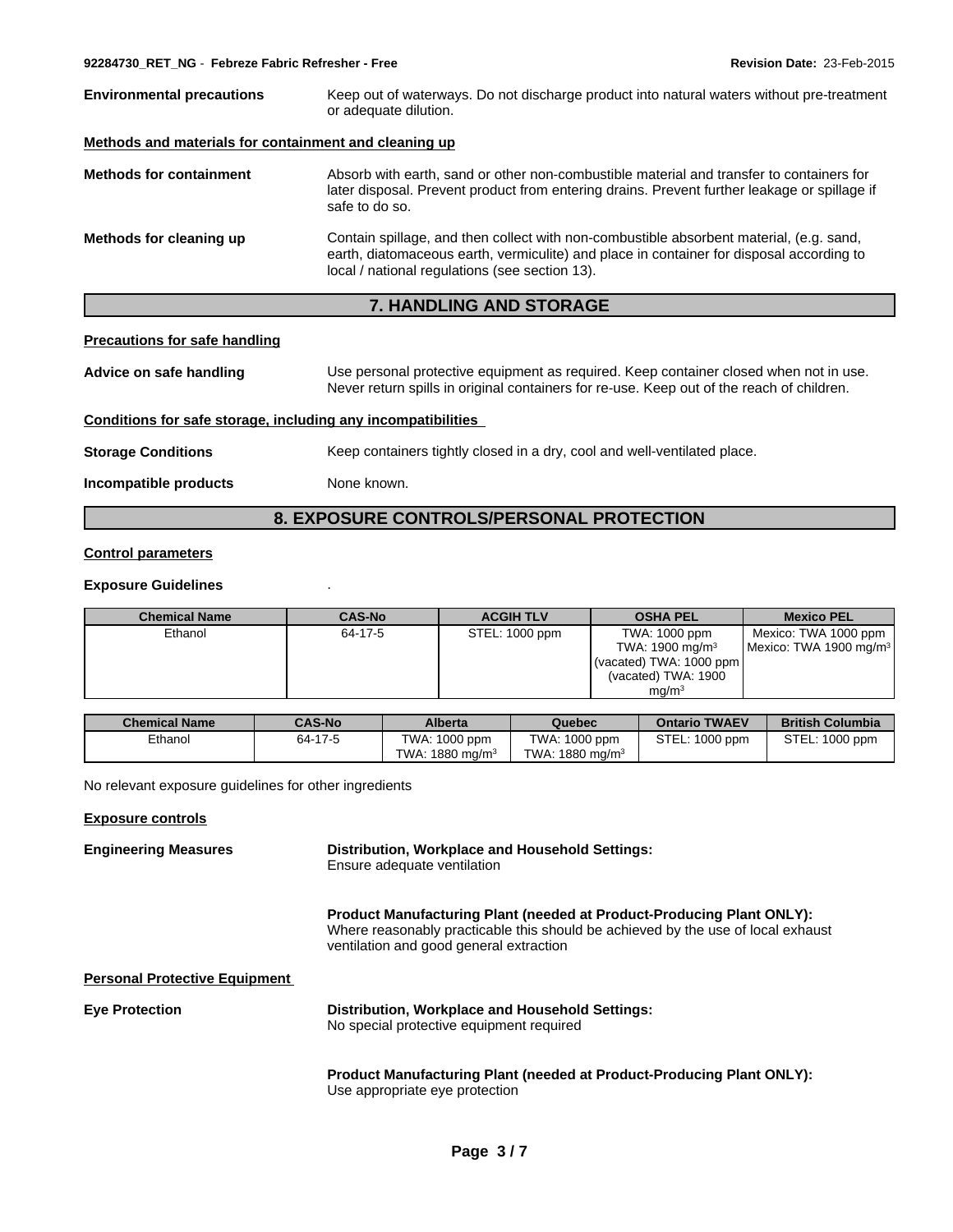**Environmental precautions** Keep out of waterways. Do not discharge product into natural waters without pre-treatment or adequate dilution.

**Methods and materials for containment and cleaning up**

**Methods for containment** Absorb with earth, sand or other non-combustible material and transfer to containers for later disposal. Prevent product from entering drains. Prevent further leakage or spillage if safe to do so.

**Methods for cleaning up** Contain spillage, and then collect with non-combustible absorbent material, (e.g. sand, earth, diatomaceous earth, vermiculite) and place in container for disposal according to local / national regulations (see section 13).

## 7. HANDLING AND STORAGE

**Precautions for safe handling**

**Advice on safe handling** Use personal protective equipment as required. Keep container closed when not in use. Never return spills in original containers for re-use. Keep out of the reach of children.

**Conditions for safe storage, including any incompatibilities**

**Storage Conditions** Keep containers tightly closed in a dry, cool and well-ventilated place.

**Incompatible products** None known.

## 8. EXPOSURE CONTROLS/PERSONAL PROTECTION

**Control parameters**

**Exposure Guidelines** .

| Chemical Name | CAS-No | ACGIH TLV | OSHA PEL | Mexico PEL |
|---|---|---|---|---|
| Ethanol | 64-17-5 | STEL: 1000 ppm | TWA: 1000 ppm<br>TWA: 1900 mg/m³<br>(vacated) TWA: 1000 ppm<br>(vacated) TWA: 1900 mg/m³ | Mexico: TWA 1000 ppm<br>Mexico: TWA 1900 mg/m³ |

| Chemical Name | CAS-No | Alberta | Quebec | Ontario TWAEV | British Columbia |
|---|---|---|---|---|---|
| Ethanol | 64-17-5 | TWA: 1000 ppm<br>TWA: 1880 mg/m³ | TWA: 1000 ppm<br>TWA: 1880 mg/m³ | STEL: 1000 ppm | STEL: 1000 ppm |

No relevant exposure guidelines for other ingredients

**Exposure controls**

**Engineering Measures**

**Distribution, Workplace and Household Settings:**
Ensure adequate ventilation

**Product Manufacturing Plant (needed at Product-Producing Plant ONLY):**
Where reasonably practicable this should be achieved by the use of local exhaust ventilation and good general extraction

**Personal Protective Equipment**

**Eye Protection**

**Distribution, Workplace and Household Settings:**
No special protective equipment required

**Product Manufacturing Plant (needed at Product-Producing Plant ONLY):**
Use appropriate eye protection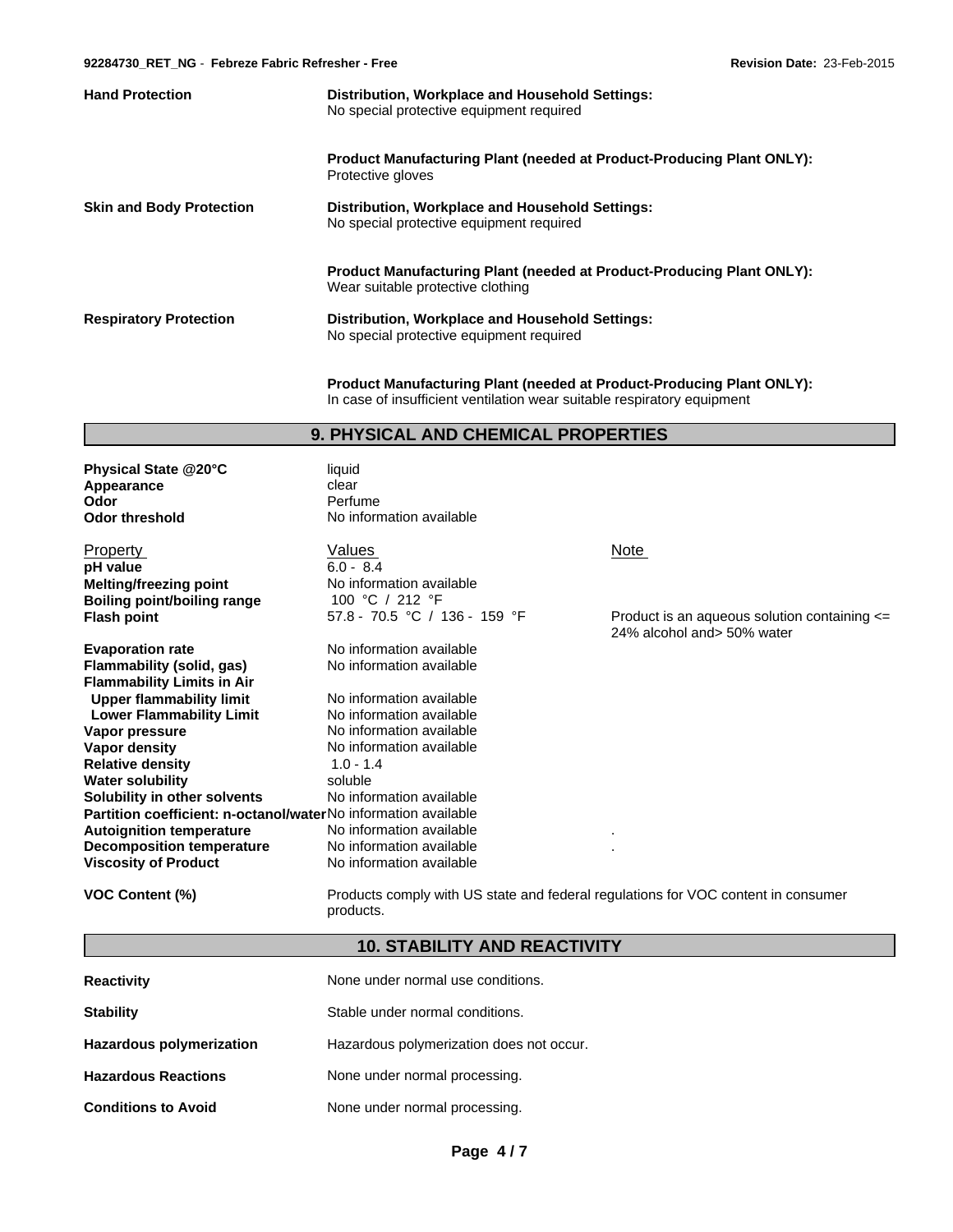| | |
|---|---|
| **Hand Protection** | **Distribution, Workplace and Household Settings:** No special protective equipment required |
| | **Product Manufacturing Plant (needed at Product-Producing Plant ONLY):** Protective gloves |
| **Skin and Body Protection** | **Distribution, Workplace and Household Settings:** No special protective equipment required |
| | **Product Manufacturing Plant (needed at Product-Producing Plant ONLY):** Wear suitable protective clothing |
| **Respiratory Protection** | **Distribution, Workplace and Household Settings:** No special protective equipment required |
| | **Product Manufacturing Plant (needed at Product-Producing Plant ONLY):** In case of insufficient ventilation wear suitable respiratory equipment |

## 9. PHYSICAL AND CHEMICAL PROPERTIES

| | |
|---|---|
| **Physical State @20°C** | liquid |
| **Appearance** | clear |
| **Odor** | Perfume |
| **Odor threshold** | No information available |

| Property | Values | Note |
|---|---|---|
| **pH value** | 6.0 - 8.4 | |
| **Melting/freezing point** | No information available | |
| **Boiling point/boiling range** | 100 °C / 212 °F | |
| **Flash point** | 57.8 - 70.5 °C / 136 - 159 °F | Product is an aqueous solution containing <= 24% alcohol and> 50% water |
| **Evaporation rate** | No information available | |
| **Flammability (solid, gas)** | No information available | |
| **Flammability Limits in Air** | | |
| **Upper flammability limit** | No information available | |
| **Lower Flammability Limit** | No information available | |
| **Vapor pressure** | No information available | |
| **Vapor density** | No information available | |
| **Relative density** | 1.0 - 1.4 | |
| **Water solubility** | soluble | |
| **Solubility in other solvents** | No information available | |
| **Partition coefficient: n-octanol/water** | No information available | |
| **Autoignition temperature** | No information available | . |
| **Decomposition temperature** | No information available | . |
| **Viscosity of Product** | No information available | |

**VOC Content (%)** Products comply with US state and federal regulations for VOC content in consumer products.

## 10. STABILITY AND REACTIVITY

| | |
|---|---|
| **Reactivity** | None under normal use conditions. |
| **Stability** | Stable under normal conditions. |
| **Hazardous polymerization** | Hazardous polymerization does not occur. |
| **Hazardous Reactions** | None under normal processing. |
| **Conditions to Avoid** | None under normal processing. |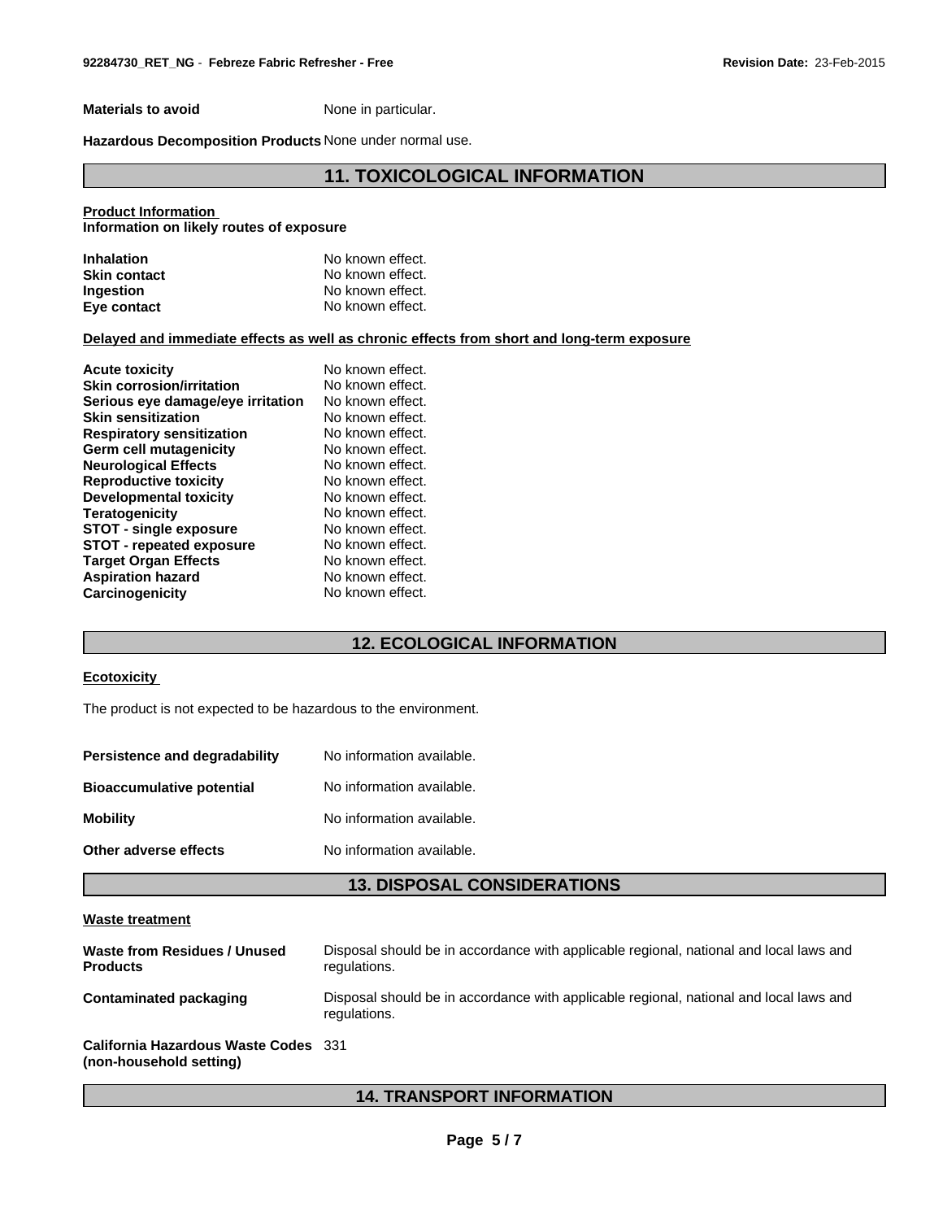| | |
|---|---|
| **Materials to avoid** | None in particular. |
| **Hazardous Decomposition Products** | None under normal use. |

## 11. TOXICOLOGICAL INFORMATION

**Product Information**
**Information on likely routes of exposure**

| | |
|---|---|
| **Inhalation** | No known effect. |
| **Skin contact** | No known effect. |
| **Ingestion** | No known effect. |
| **Eye contact** | No known effect. |

**Delayed and immediate effects as well as chronic effects from short and long-term exposure**

| | |
|---|---|
| **Acute toxicity** | No known effect. |
| **Skin corrosion/irritation** | No known effect. |
| **Serious eye damage/eye irritation** | No known effect. |
| **Skin sensitization** | No known effect. |
| **Respiratory sensitization** | No known effect. |
| **Germ cell mutagenicity** | No known effect. |
| **Neurological Effects** | No known effect. |
| **Reproductive toxicity** | No known effect. |
| **Developmental toxicity** | No known effect. |
| **Teratogenicity** | No known effect. |
| **STOT - single exposure** | No known effect. |
| **STOT - repeated exposure** | No known effect. |
| **Target Organ Effects** | No known effect. |
| **Aspiration hazard** | No known effect. |
| **Carcinogenicity** | No known effect. |

## 12. ECOLOGICAL INFORMATION

**Ecotoxicity**

The product is not expected to be hazardous to the environment.

| | |
|---|---|
| **Persistence and degradability** | No information available. |
| **Bioaccumulative potential** | No information available. |
| **Mobility** | No information available. |
| **Other adverse effects** | No information available. |

## 13. DISPOSAL CONSIDERATIONS

**Waste treatment**

| | |
|---|---|
| **Waste from Residues / Unused Products** | Disposal should be in accordance with applicable regional, national and local laws and regulations. |
| **Contaminated packaging** | Disposal should be in accordance with applicable regional, national and local laws and regulations. |
| **California Hazardous Waste Codes (non-household setting)** | 331 |

## 14. TRANSPORT INFORMATION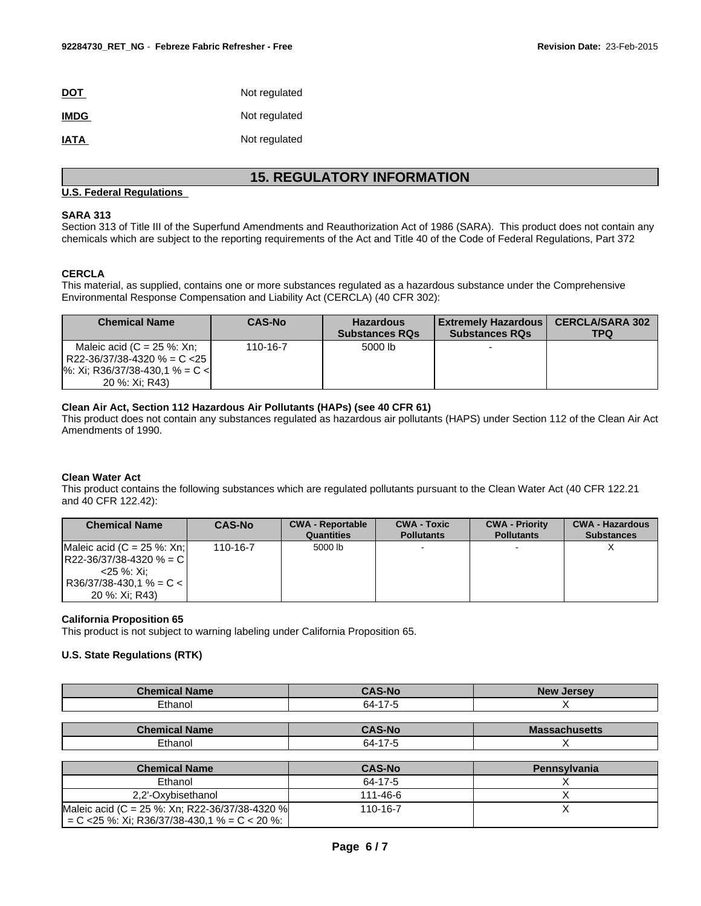**DOT** Not regulated

**IMDG** Not regulated

**IATA** Not regulated

## 15. REGULATORY INFORMATION

**U.S. Federal Regulations**

**SARA 313**

Section 313 of Title III of the Superfund Amendments and Reauthorization Act of 1986 (SARA). This product does not contain any chemicals which are subject to the reporting requirements of the Act and Title 40 of the Code of Federal Regulations, Part 372

**CERCLA**

This material, as supplied, contains one or more substances regulated as a hazardous substance under the Comprehensive Environmental Response Compensation and Liability Act (CERCLA) (40 CFR 302):

| Chemical Name | CAS-No | Hazardous Substances RQs | Extremely Hazardous Substances RQs | CERCLA/SARA 302 TPQ |
|---|---|---|---|---|
| Maleic acid (C = 25 %: Xn; R22-36/37/38-4320 % = C <25 %: Xi; R36/37/38-430,1 % = C < 20 %: Xi; R43) | 110-16-7 | 5000 lb | - | |

**Clean Air Act, Section 112 Hazardous Air Pollutants (HAPs) (see 40 CFR 61)**

This product does not contain any substances regulated as hazardous air pollutants (HAPS) under Section 112 of the Clean Air Act Amendments of 1990.

**Clean Water Act**

This product contains the following substances which are regulated pollutants pursuant to the Clean Water Act (40 CFR 122.21 and 40 CFR 122.42):

| Chemical Name | CAS-No | CWA - Reportable Quantities | CWA - Toxic Pollutants | CWA - Priority Pollutants | CWA - Hazardous Substances |
|---|---|---|---|---|---|
| Maleic acid (C = 25 %: Xn; R22-36/37/38-4320 % = C <25 %: Xi; R36/37/38-430,1 % = C < 20 %: Xi; R43) | 110-16-7 | 5000 lb | - | - | X |

**California Proposition 65**

This product is not subject to warning labeling under California Proposition 65.

**U.S. State Regulations (RTK)**

| Chemical Name | CAS-No | New Jersey |
|---|---|---|
| Ethanol | 64-17-5 | X |

| Chemical Name | CAS-No | Massachusetts |
|---|---|---|
| Ethanol | 64-17-5 | X |

| Chemical Name | CAS-No | Pennsylvania |
|---|---|---|
| Ethanol | 64-17-5 | X |
| 2,2'-Oxybisethanol | 111-46-6 | X |
| Maleic acid (C = 25 %: Xn; R22-36/37/38-4320 % = C <25 %: Xi; R36/37/38-430,1 % = C < 20 %: | 110-16-7 | X |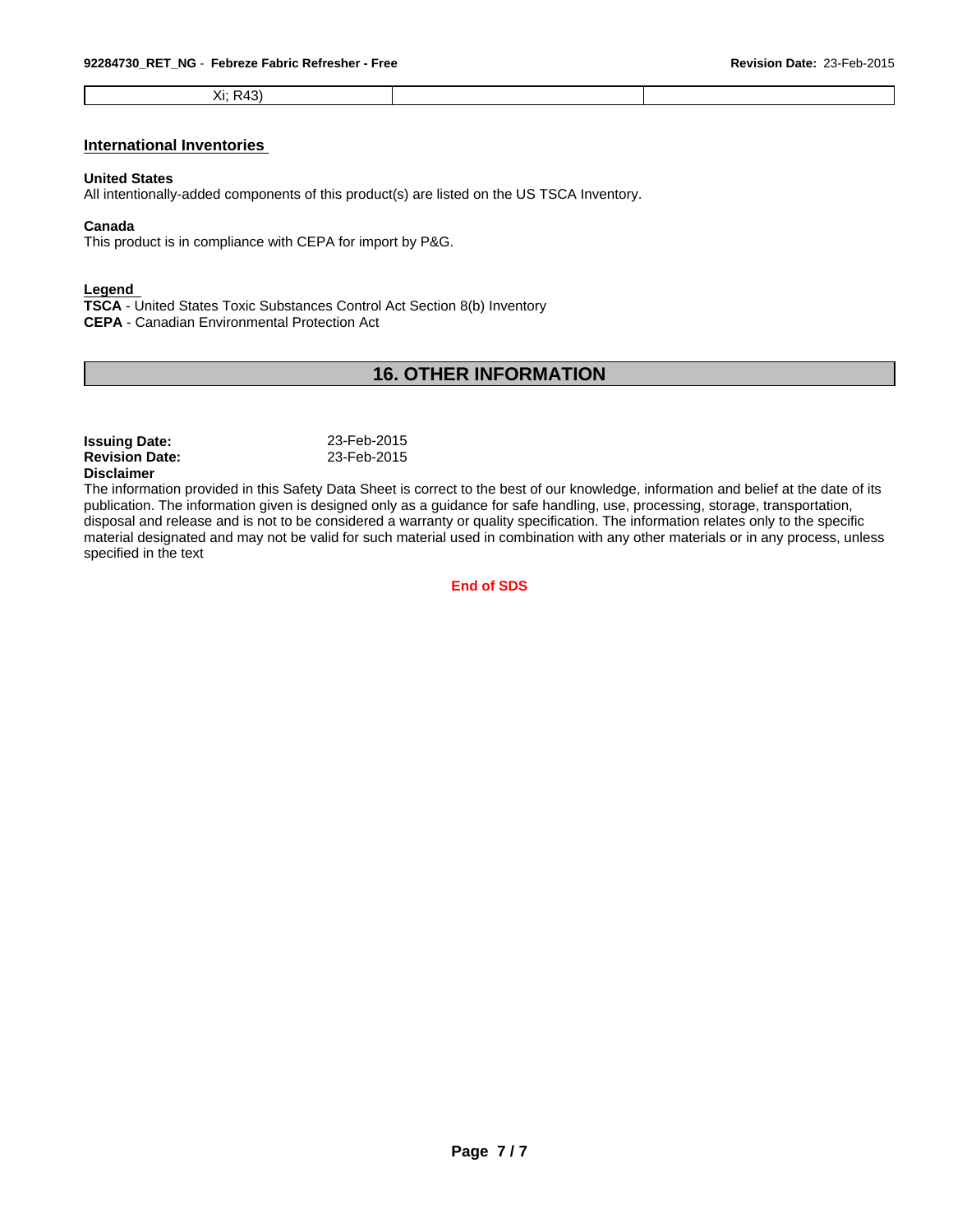| | | |
|---|---|---|
| Xi; R43) | | |

## International Inventories

**United States**
All intentionally-added components of this product(s) are listed on the US TSCA Inventory.

**Canada**
This product is in compliance with CEPA for import by P&G.

**Legend**
**TSCA** - United States Toxic Substances Control Act Section 8(b) Inventory
**CEPA** - Canadian Environmental Protection Act

# 16. OTHER INFORMATION

**Issuing Date:** 23-Feb-2015
**Revision Date:** 23-Feb-2015
**Disclaimer**
The information provided in this Safety Data Sheet is correct to the best of our knowledge, information and belief at the date of its publication. The information given is designed only as a guidance for safe handling, use, processing, storage, transportation, disposal and release and is not to be considered a warranty or quality specification. The information relates only to the specific material designated and may not be valid for such material used in combination with any other materials or in any process, unless specified in the text

**End of SDS**